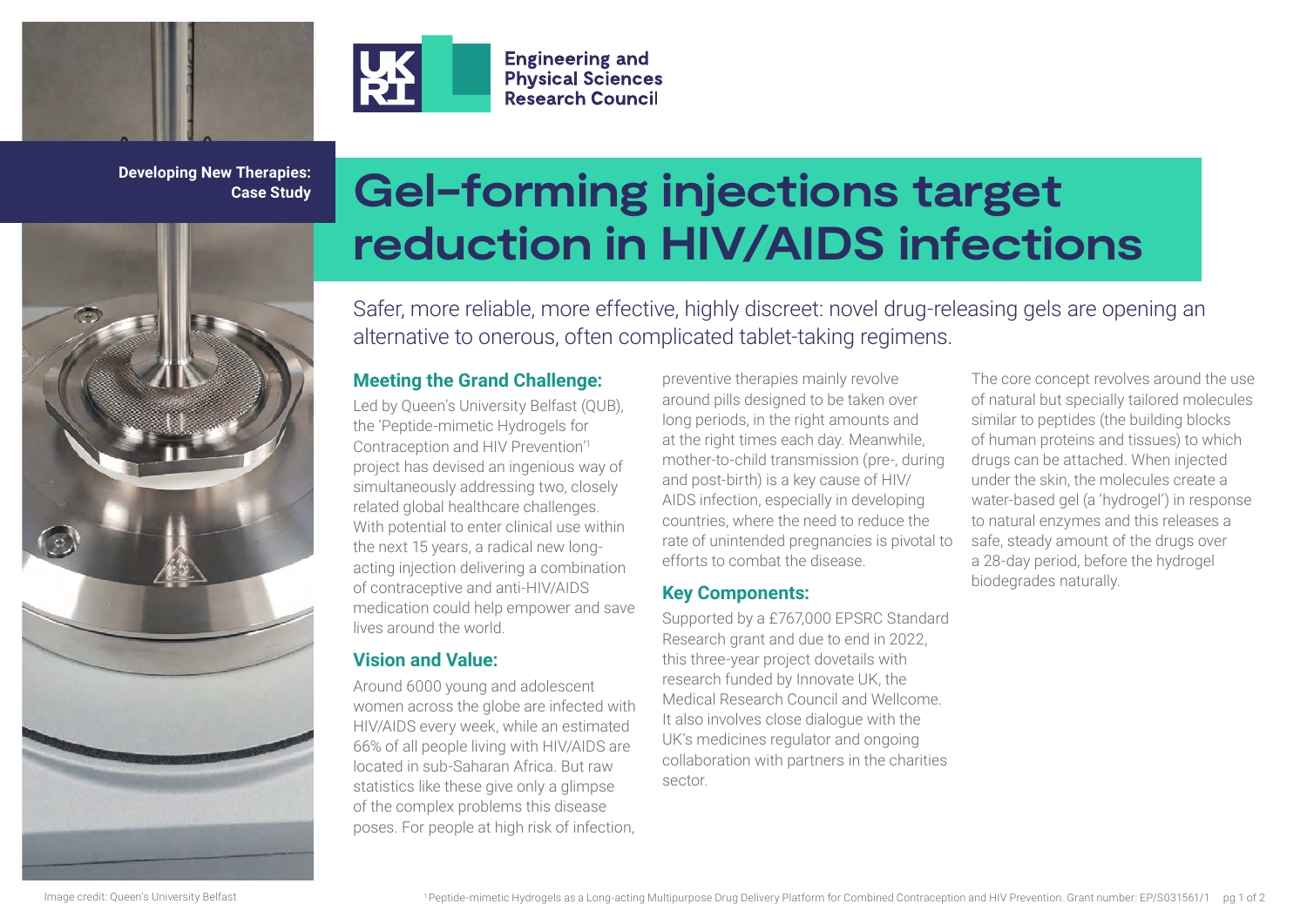Developing New Therapies: Case Study

# Gel-forming injections target reduction in HIV/AIDS infections

Safer, more reliable, more effective, highly discreet: novel drug-releasing gels are opening an alternative to onerous, often complicated tablet-taking regimens.

## Meeting the Grand Challenge:

Led by Queen's University Belfast (QUB), the 'Peptide-mimetic Hydrogels for Contraception and HIV Prevention'[1] project has devised an ingenious way of simultaneously addressing two, closely related global healthcare challenges. With potential to enter clinical use within the next 15 years, a radical new long-acting injection delivering a combination of contraceptive and anti-HIV/AIDS medication could help empower and save lives around the world.

## Vision and Value:

Around 6000 young and adolescent women across the globe are infected with HIV/AIDS every week, while an estimated 66% of all people living with HIV/AIDS are located in sub-Saharan Africa. But raw statistics like these give only a glimpse of the complex problems this disease poses. For people at high risk of infection, preventive therapies mainly revolve around pills designed to be taken over long periods, in the right amounts and at the right times each day. Meanwhile, mother-to-child transmission (pre-, during and post-birth) is a key cause of HIV/AIDS infection, especially in developing countries, where the need to reduce the rate of unintended pregnancies is pivotal to efforts to combat the disease.

## Key Components:

Supported by a £767,000 EPSRC Standard Research grant and due to end in 2022, this three-year project dovetails with research funded by Innovate UK, the Medical Research Council and Wellcome. It also involves close dialogue with the UK's medicines regulator and ongoing collaboration with partners in the charities sector.

The core concept revolves around the use of natural but specially tailored molecules similar to peptides (the building blocks of human proteins and tissues) to which drugs can be attached. When injected under the skin, the molecules create a water-based gel (a 'hydrogel') in response to natural enzymes and this releases a safe, steady amount of the drugs over a 28-day period, before the hydrogel biodegrades naturally.

Image credit: Queen's University Belfast

[1] Peptide-mimetic Hydrogels as a Long-acting Multipurpose Drug Delivery Platform for Combined Contraception and HIV Prevention. Grant number: EP/S031561/1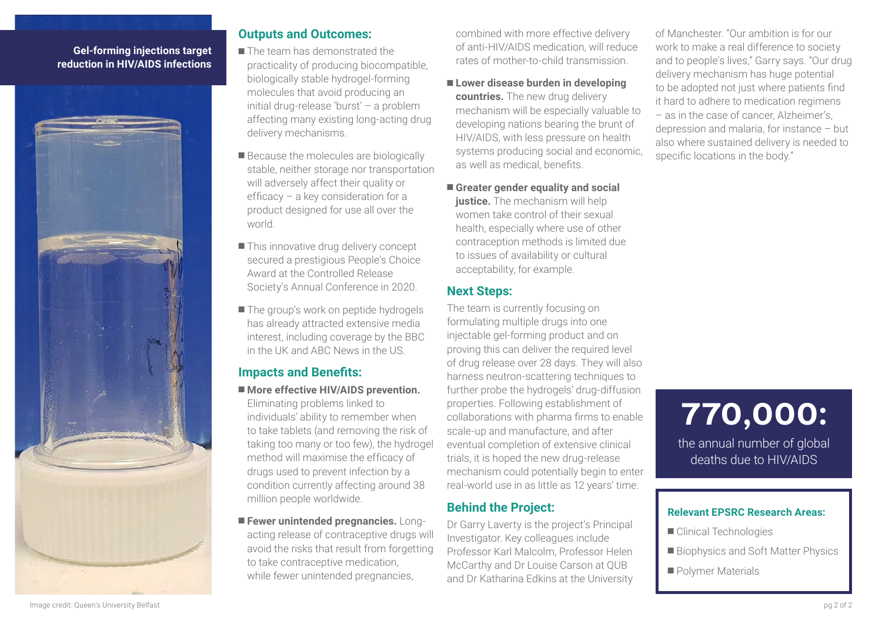**Gel-forming injections target reduction in HIV/AIDS infections**

Image credit: Queen's University Belfast

## Outputs and Outcomes:

- The team has demonstrated the practicality of producing biocompatible, biologically stable hydrogel-forming molecules that avoid producing an initial drug-release 'burst' – a problem affecting many existing long-acting drug delivery mechanisms.
- Because the molecules are biologically stable, neither storage nor transportation will adversely affect their quality or efficacy – a key consideration for a product designed for use all over the world.
- This innovative drug delivery concept secured a prestigious People's Choice Award at the Controlled Release Society's Annual Conference in 2020.
- The group's work on peptide hydrogels has already attracted extensive media interest, including coverage by the BBC in the UK and ABC News in the US.

## Impacts and Benefits:

- **More effective HIV/AIDS prevention.** Eliminating problems linked to individuals' ability to remember when to take tablets (and removing the risk of taking too many or too few), the hydrogel method will maximise the efficacy of drugs used to prevent infection by a condition currently affecting around 38 million people worldwide.
- **Fewer unintended pregnancies.** Long-acting release of contraceptive drugs will avoid the risks that result from forgetting to take contraceptive medication, while fewer unintended pregnancies, combined with more effective delivery of anti-HIV/AIDS medication, will reduce rates of mother-to-child transmission.
- **Lower disease burden in developing countries.** The new drug delivery mechanism will be especially valuable to developing nations bearing the brunt of HIV/AIDS, with less pressure on health systems producing social and economic, as well as medical, benefits.
- **Greater gender equality and social justice.** The mechanism will help women take control of their sexual health, especially where use of other contraception methods is limited due to issues of availability or cultural acceptability, for example.

## Next Steps:

The team is currently focusing on formulating multiple drugs into one injectable gel-forming product and on proving this can deliver the required level of drug release over 28 days. They will also harness neutron-scattering techniques to further probe the hydrogels' drug-diffusion properties. Following establishment of collaborations with pharma firms to enable scale-up and manufacture, and after eventual completion of extensive clinical trials, it is hoped the new drug-release mechanism could potentially begin to enter real-world use in as little as 12 years' time.

## Behind the Project:

Dr Garry Laverty is the project's Principal Investigator. Key colleagues include Professor Karl Malcolm, Professor Helen McCarthy and Dr Louise Carson at QUB and Dr Katharina Edkins at the University of Manchester. "Our ambition is for our work to make a real difference to society and to people's lives," Garry says. "Our drug delivery mechanism has huge potential to be adopted not just where patients find it hard to adhere to medication regimens – as in the case of cancer, Alzheimer's, depression and malaria, for instance – but also where sustained delivery is needed to specific locations in the body."

**770,000:**
the annual number of global deaths due to HIV/AIDS

**Relevant EPSRC Research Areas:**

- Clinical Technologies
- Biophysics and Soft Matter Physics
- Polymer Materials